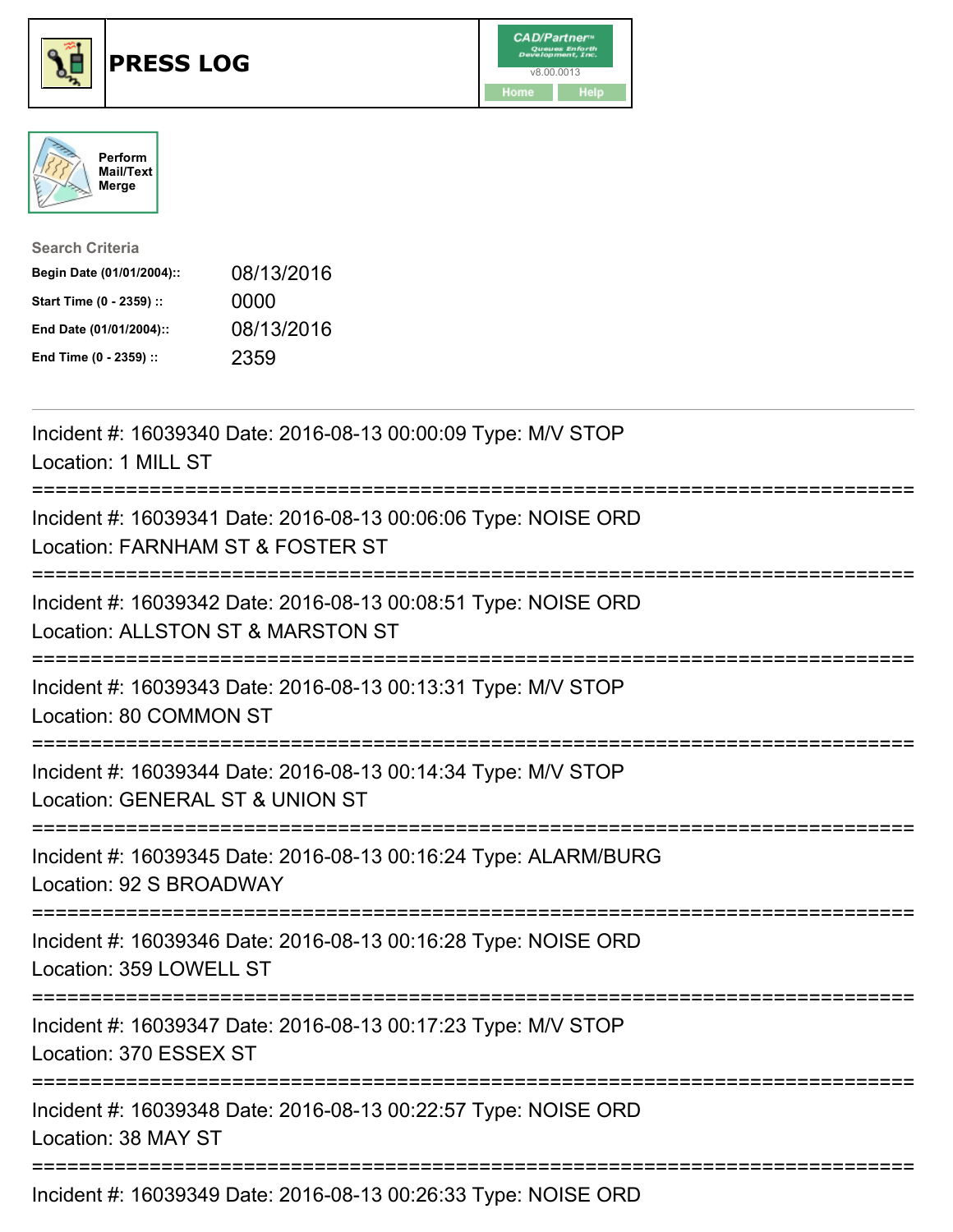# PRESS LOG

Perform Mail/Text Merge

**Search Criteria**

| | |
|---|---|
| **Begin Date (01/01/2004)::** | 08/13/2016 |
| **Start Time (0 - 2359) ::** | 0000 |
| **End Date (01/01/2004)::** | 08/13/2016 |
| **End Time (0 - 2359) ::** | 2359 |

---

Incident #: 16039340 Date: 2016-08-13 00:00:09 Type: M/V STOP
Location: 1 MILL ST

===========================================================================

Incident #: 16039341 Date: 2016-08-13 00:06:06 Type: NOISE ORD
Location: FARNHAM ST & FOSTER ST

===========================================================================

Incident #: 16039342 Date: 2016-08-13 00:08:51 Type: NOISE ORD
Location: ALLSTON ST & MARSTON ST

===========================================================================

Incident #: 16039343 Date: 2016-08-13 00:13:31 Type: M/V STOP
Location: 80 COMMON ST

===========================================================================

Incident #: 16039344 Date: 2016-08-13 00:14:34 Type: M/V STOP
Location: GENERAL ST & UNION ST

===========================================================================

Incident #: 16039345 Date: 2016-08-13 00:16:24 Type: ALARM/BURG
Location: 92 S BROADWAY

===========================================================================

Incident #: 16039346 Date: 2016-08-13 00:16:28 Type: NOISE ORD
Location: 359 LOWELL ST

===========================================================================

Incident #: 16039347 Date: 2016-08-13 00:17:23 Type: M/V STOP
Location: 370 ESSEX ST

===========================================================================

Incident #: 16039348 Date: 2016-08-13 00:22:57 Type: NOISE ORD
Location: 38 MAY ST

===========================================================================

Incident #: 16039349 Date: 2016-08-13 00:26:33 Type: NOISE ORD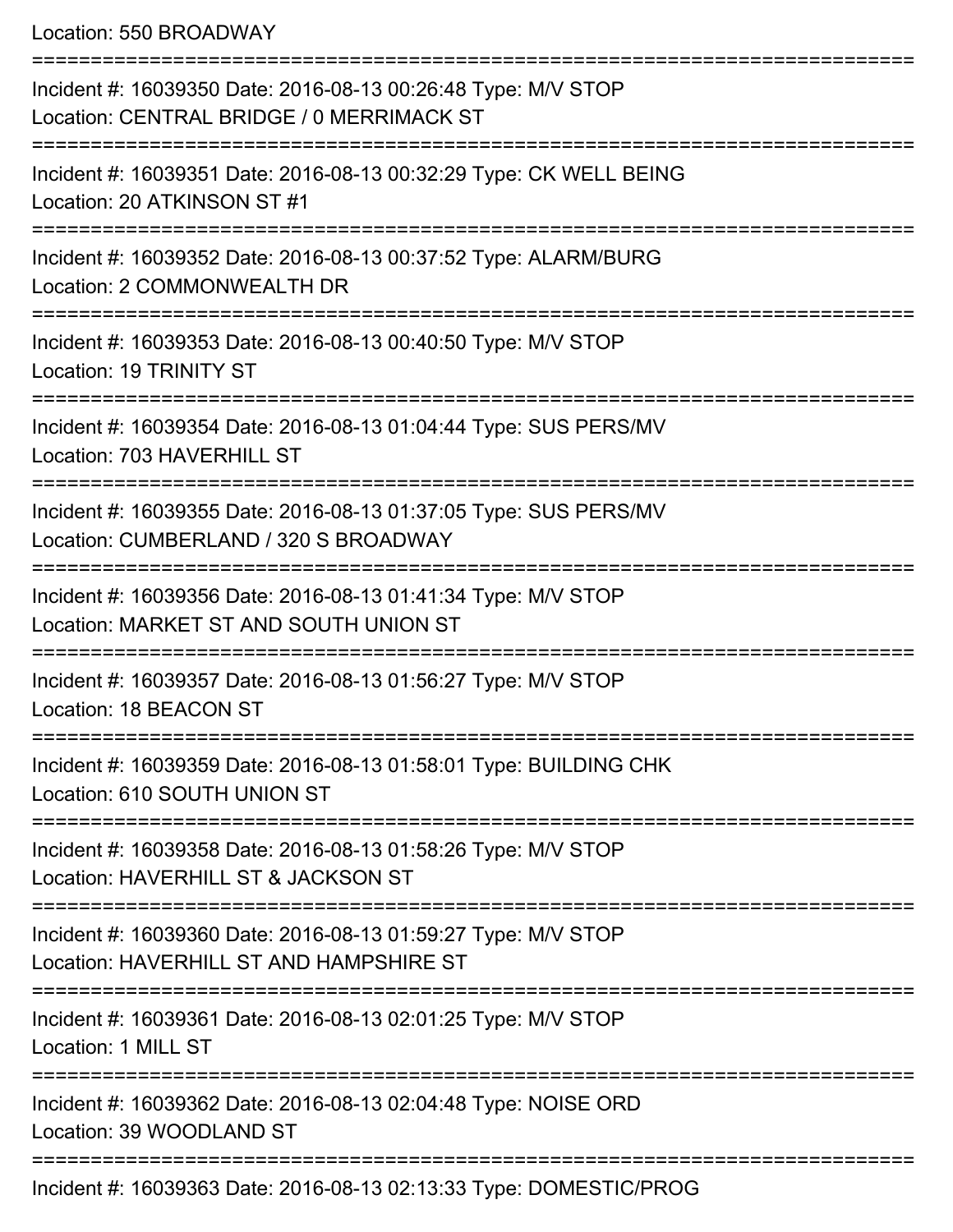Location: 550 BROADWAY

===========================================================================

Incident #: 16039350 Date: 2016-08-13 00:26:48 Type: M/V STOP
Location: CENTRAL BRIDGE / 0 MERRIMACK ST

===========================================================================

Incident #: 16039351 Date: 2016-08-13 00:32:29 Type: CK WELL BEING
Location: 20 ATKINSON ST #1

===========================================================================

Incident #: 16039352 Date: 2016-08-13 00:37:52 Type: ALARM/BURG
Location: 2 COMMONWEALTH DR

===========================================================================

Incident #: 16039353 Date: 2016-08-13 00:40:50 Type: M/V STOP
Location: 19 TRINITY ST

===========================================================================

Incident #: 16039354 Date: 2016-08-13 01:04:44 Type: SUS PERS/MV
Location: 703 HAVERHILL ST

===========================================================================

Incident #: 16039355 Date: 2016-08-13 01:37:05 Type: SUS PERS/MV
Location: CUMBERLAND / 320 S BROADWAY

===========================================================================

Incident #: 16039356 Date: 2016-08-13 01:41:34 Type: M/V STOP
Location: MARKET ST AND SOUTH UNION ST

===========================================================================

Incident #: 16039357 Date: 2016-08-13 01:56:27 Type: M/V STOP
Location: 18 BEACON ST

===========================================================================

Incident #: 16039359 Date: 2016-08-13 01:58:01 Type: BUILDING CHK
Location: 610 SOUTH UNION ST

===========================================================================

Incident #: 16039358 Date: 2016-08-13 01:58:26 Type: M/V STOP
Location: HAVERHILL ST & JACKSON ST

===========================================================================

Incident #: 16039360 Date: 2016-08-13 01:59:27 Type: M/V STOP
Location: HAVERHILL ST AND HAMPSHIRE ST

===========================================================================

Incident #: 16039361 Date: 2016-08-13 02:01:25 Type: M/V STOP
Location: 1 MILL ST

===========================================================================

Incident #: 16039362 Date: 2016-08-13 02:04:48 Type: NOISE ORD
Location: 39 WOODLAND ST

===========================================================================

Incident #: 16039363 Date: 2016-08-13 02:13:33 Type: DOMESTIC/PROG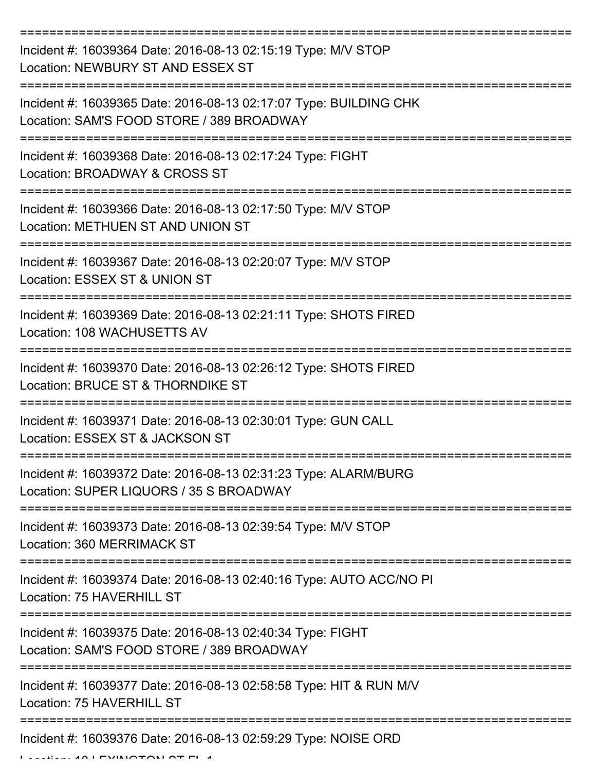===========================================================================

Incident #: 16039364 Date: 2016-08-13 02:15:19 Type: M/V STOP
Location: NEWBURY ST AND ESSEX ST

===========================================================================

Incident #: 16039365 Date: 2016-08-13 02:17:07 Type: BUILDING CHK
Location: SAM'S FOOD STORE / 389 BROADWAY

===========================================================================

Incident #: 16039368 Date: 2016-08-13 02:17:24 Type: FIGHT
Location: BROADWAY & CROSS ST

===========================================================================

Incident #: 16039366 Date: 2016-08-13 02:17:50 Type: M/V STOP
Location: METHUEN ST AND UNION ST

===========================================================================

Incident #: 16039367 Date: 2016-08-13 02:20:07 Type: M/V STOP
Location: ESSEX ST & UNION ST

===========================================================================

Incident #: 16039369 Date: 2016-08-13 02:21:11 Type: SHOTS FIRED
Location: 108 WACHUSETTS AV

===========================================================================

Incident #: 16039370 Date: 2016-08-13 02:26:12 Type: SHOTS FIRED
Location: BRUCE ST & THORNDIKE ST

===========================================================================

Incident #: 16039371 Date: 2016-08-13 02:30:01 Type: GUN CALL
Location: ESSEX ST & JACKSON ST

===========================================================================

Incident #: 16039372 Date: 2016-08-13 02:31:23 Type: ALARM/BURG
Location: SUPER LIQUORS / 35 S BROADWAY

===========================================================================

Incident #: 16039373 Date: 2016-08-13 02:39:54 Type: M/V STOP
Location: 360 MERRIMACK ST

===========================================================================

Incident #: 16039374 Date: 2016-08-13 02:40:16 Type: AUTO ACC/NO PI
Location: 75 HAVERHILL ST

===========================================================================

Incident #: 16039375 Date: 2016-08-13 02:40:34 Type: FIGHT
Location: SAM'S FOOD STORE / 389 BROADWAY

===========================================================================

Incident #: 16039377 Date: 2016-08-13 02:58:58 Type: HIT & RUN M/V
Location: 75 HAVERHILL ST

===========================================================================

Incident #: 16039376 Date: 2016-08-13 02:59:29 Type: NOISE ORD
Location: 10 LEXINGTON ST FL 1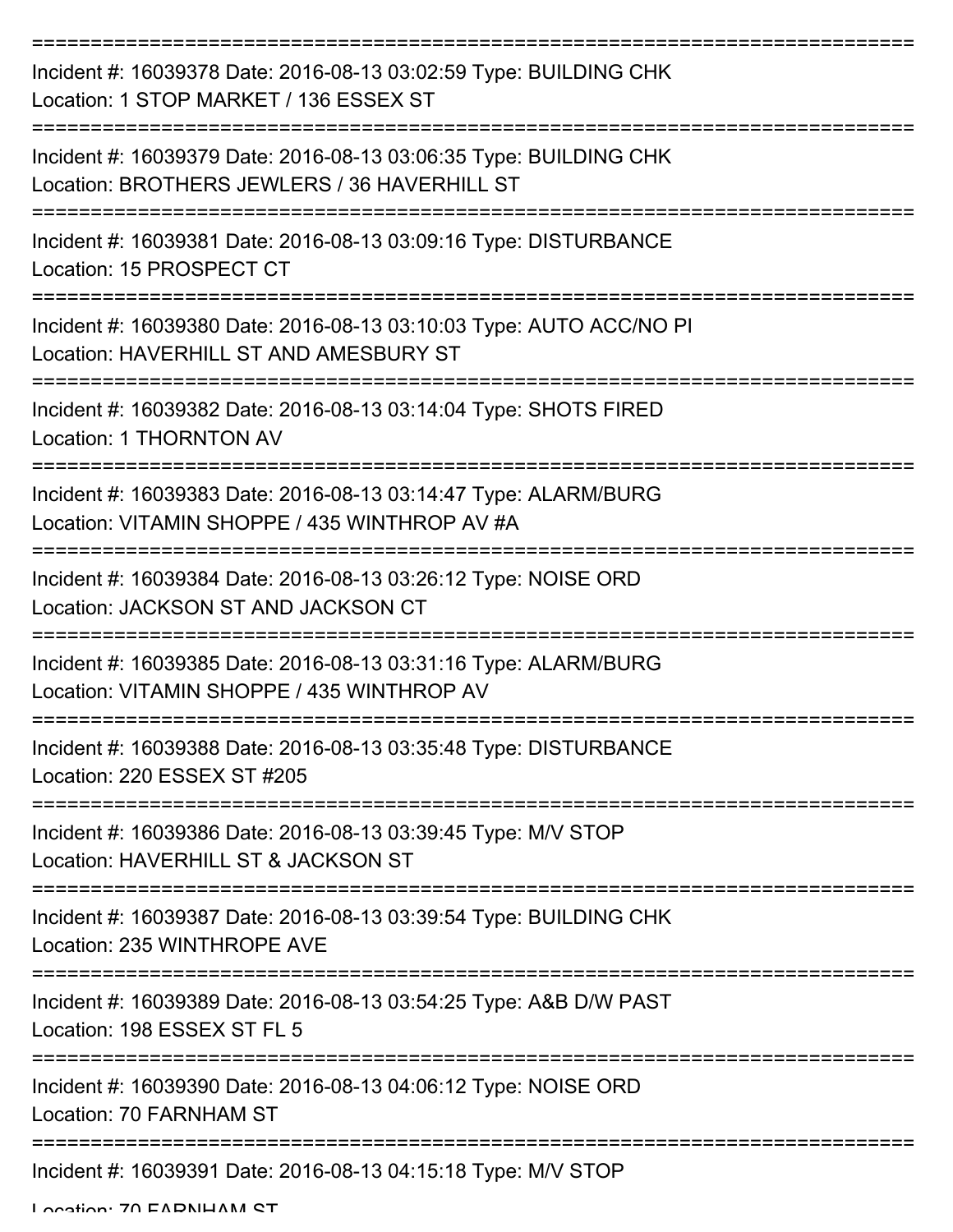===========================================================================

Incident #: 16039378 Date: 2016-08-13 03:02:59 Type: BUILDING CHK
Location: 1 STOP MARKET / 136 ESSEX ST

===========================================================================

Incident #: 16039379 Date: 2016-08-13 03:06:35 Type: BUILDING CHK
Location: BROTHERS JEWLERS / 36 HAVERHILL ST

===========================================================================

Incident #: 16039381 Date: 2016-08-13 03:09:16 Type: DISTURBANCE
Location: 15 PROSPECT CT

===========================================================================

Incident #: 16039380 Date: 2016-08-13 03:10:03 Type: AUTO ACC/NO PI
Location: HAVERHILL ST AND AMESBURY ST

===========================================================================

Incident #: 16039382 Date: 2016-08-13 03:14:04 Type: SHOTS FIRED
Location: 1 THORNTON AV

===========================================================================

Incident #: 16039383 Date: 2016-08-13 03:14:47 Type: ALARM/BURG
Location: VITAMIN SHOPPE / 435 WINTHROP AV #A

===========================================================================

Incident #: 16039384 Date: 2016-08-13 03:26:12 Type: NOISE ORD
Location: JACKSON ST AND JACKSON CT

===========================================================================

Incident #: 16039385 Date: 2016-08-13 03:31:16 Type: ALARM/BURG
Location: VITAMIN SHOPPE / 435 WINTHROP AV

===========================================================================

Incident #: 16039388 Date: 2016-08-13 03:35:48 Type: DISTURBANCE
Location: 220 ESSEX ST #205

===========================================================================

Incident #: 16039386 Date: 2016-08-13 03:39:45 Type: M/V STOP
Location: HAVERHILL ST & JACKSON ST

===========================================================================

Incident #: 16039387 Date: 2016-08-13 03:39:54 Type: BUILDING CHK
Location: 235 WINTHROPE AVE

===========================================================================

Incident #: 16039389 Date: 2016-08-13 03:54:25 Type: A&B D/W PAST
Location: 198 ESSEX ST FL 5

===========================================================================

Incident #: 16039390 Date: 2016-08-13 04:06:12 Type: NOISE ORD
Location: 70 FARNHAM ST

===========================================================================

Incident #: 16039391 Date: 2016-08-13 04:15:18 Type: M/V STOP
Location: 70 FARNHAM ST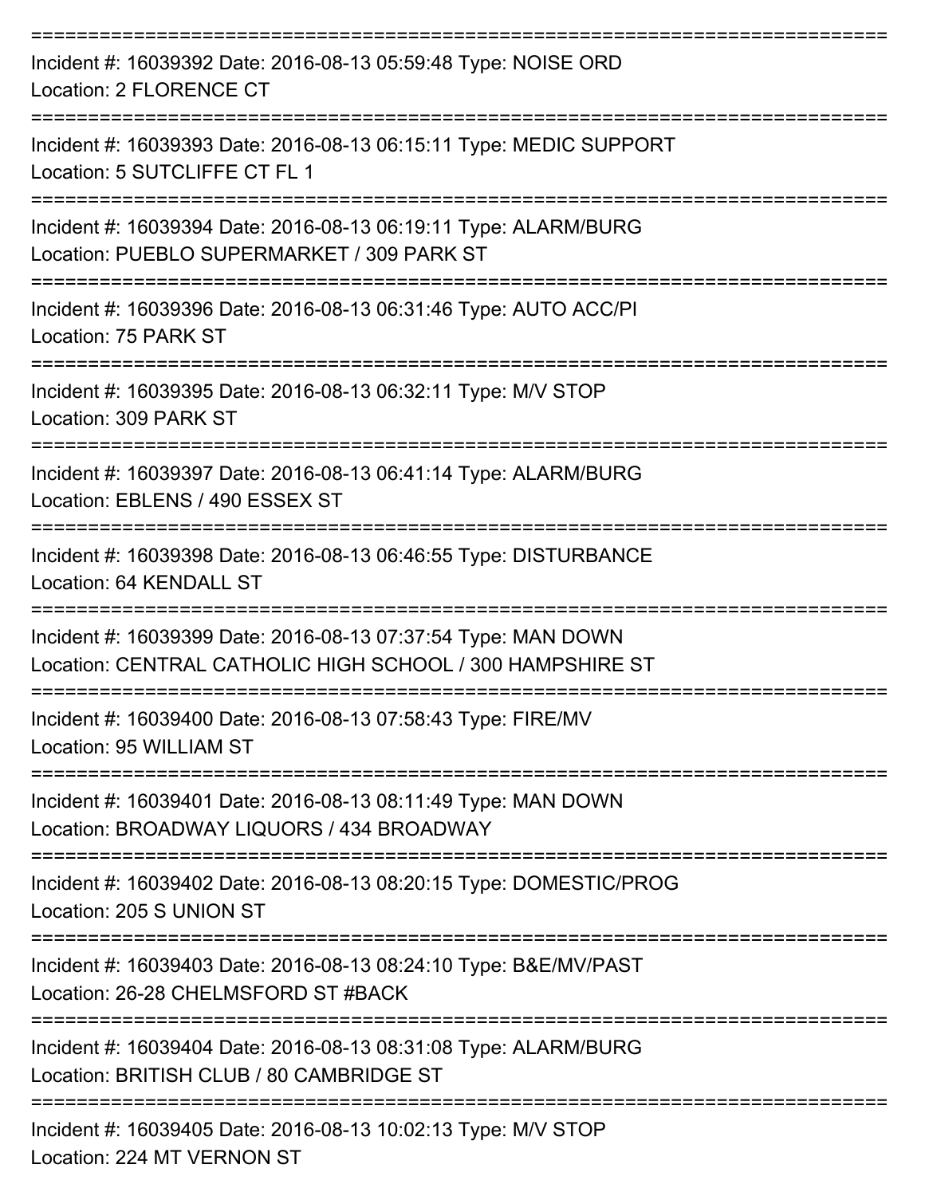===========================================================================

Incident #: 16039392 Date: 2016-08-13 05:59:48 Type: NOISE ORD
Location: 2 FLORENCE CT

===========================================================================

Incident #: 16039393 Date: 2016-08-13 06:15:11 Type: MEDIC SUPPORT
Location: 5 SUTCLIFFE CT FL 1

===========================================================================

Incident #: 16039394 Date: 2016-08-13 06:19:11 Type: ALARM/BURG
Location: PUEBLO SUPERMARKET / 309 PARK ST

===========================================================================

Incident #: 16039396 Date: 2016-08-13 06:31:46 Type: AUTO ACC/PI
Location: 75 PARK ST

===========================================================================

Incident #: 16039395 Date: 2016-08-13 06:32:11 Type: M/V STOP
Location: 309 PARK ST

===========================================================================

Incident #: 16039397 Date: 2016-08-13 06:41:14 Type: ALARM/BURG
Location: EBLENS / 490 ESSEX ST

===========================================================================

Incident #: 16039398 Date: 2016-08-13 06:46:55 Type: DISTURBANCE
Location: 64 KENDALL ST

===========================================================================

Incident #: 16039399 Date: 2016-08-13 07:37:54 Type: MAN DOWN
Location: CENTRAL CATHOLIC HIGH SCHOOL / 300 HAMPSHIRE ST

===========================================================================

Incident #: 16039400 Date: 2016-08-13 07:58:43 Type: FIRE/MV
Location: 95 WILLIAM ST

===========================================================================

Incident #: 16039401 Date: 2016-08-13 08:11:49 Type: MAN DOWN
Location: BROADWAY LIQUORS / 434 BROADWAY

===========================================================================

Incident #: 16039402 Date: 2016-08-13 08:20:15 Type: DOMESTIC/PROG
Location: 205 S UNION ST

===========================================================================

Incident #: 16039403 Date: 2016-08-13 08:24:10 Type: B&E/MV/PAST
Location: 26-28 CHELMSFORD ST #BACK

===========================================================================

Incident #: 16039404 Date: 2016-08-13 08:31:08 Type: ALARM/BURG
Location: BRITISH CLUB / 80 CAMBRIDGE ST

===========================================================================

Incident #: 16039405 Date: 2016-08-13 10:02:13 Type: M/V STOP
Location: 224 MT VERNON ST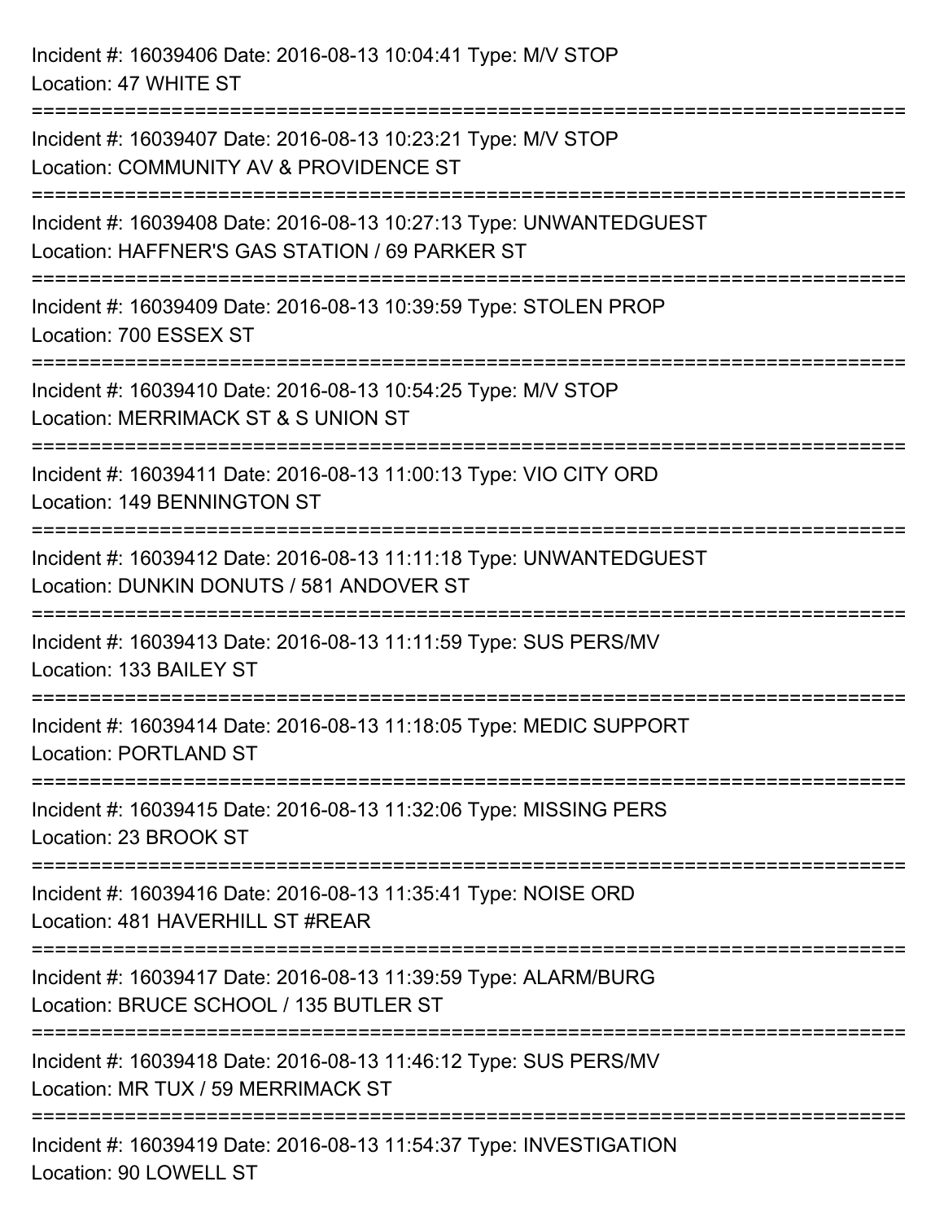Incident #: 16039406 Date: 2016-08-13 10:04:41 Type: M/V STOP
Location: 47 WHITE ST

===========================================================================

Incident #: 16039407 Date: 2016-08-13 10:23:21 Type: M/V STOP
Location: COMMUNITY AV & PROVIDENCE ST

===========================================================================

Incident #: 16039408 Date: 2016-08-13 10:27:13 Type: UNWANTEDGUEST
Location: HAFFNER'S GAS STATION / 69 PARKER ST

===========================================================================

Incident #: 16039409 Date: 2016-08-13 10:39:59 Type: STOLEN PROP
Location: 700 ESSEX ST

===========================================================================

Incident #: 16039410 Date: 2016-08-13 10:54:25 Type: M/V STOP
Location: MERRIMACK ST & S UNION ST

===========================================================================

Incident #: 16039411 Date: 2016-08-13 11:00:13 Type: VIO CITY ORD
Location: 149 BENNINGTON ST

===========================================================================

Incident #: 16039412 Date: 2016-08-13 11:11:18 Type: UNWANTEDGUEST
Location: DUNKIN DONUTS / 581 ANDOVER ST

===========================================================================

Incident #: 16039413 Date: 2016-08-13 11:11:59 Type: SUS PERS/MV
Location: 133 BAILEY ST

===========================================================================

Incident #: 16039414 Date: 2016-08-13 11:18:05 Type: MEDIC SUPPORT
Location: PORTLAND ST

===========================================================================

Incident #: 16039415 Date: 2016-08-13 11:32:06 Type: MISSING PERS
Location: 23 BROOK ST

===========================================================================

Incident #: 16039416 Date: 2016-08-13 11:35:41 Type: NOISE ORD
Location: 481 HAVERHILL ST #REAR

===========================================================================

Incident #: 16039417 Date: 2016-08-13 11:39:59 Type: ALARM/BURG
Location: BRUCE SCHOOL / 135 BUTLER ST

===========================================================================

Incident #: 16039418 Date: 2016-08-13 11:46:12 Type: SUS PERS/MV
Location: MR TUX / 59 MERRIMACK ST

===========================================================================

Incident #: 16039419 Date: 2016-08-13 11:54:37 Type: INVESTIGATION
Location: 90 LOWELL ST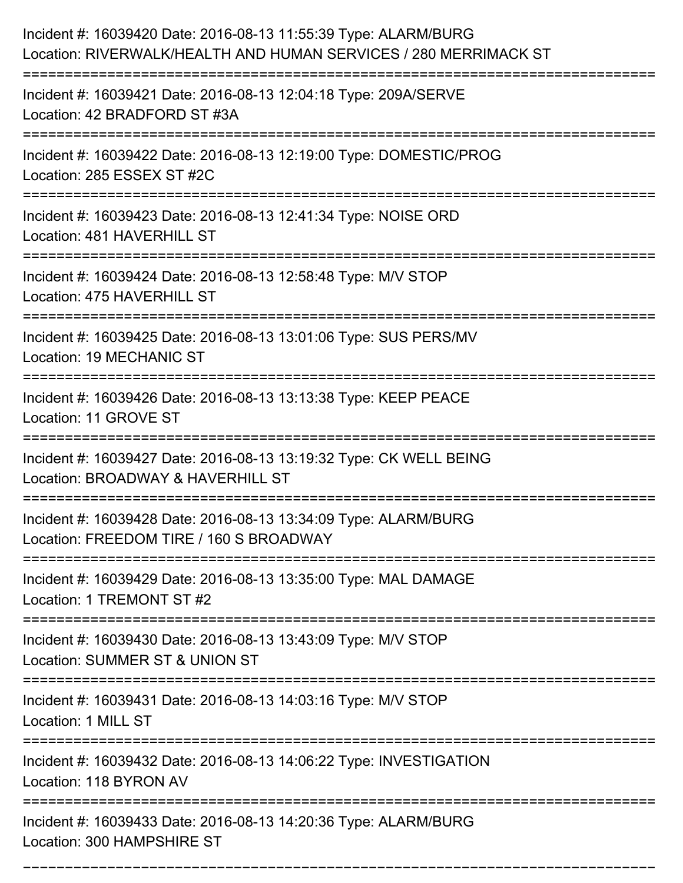Incident #: 16039420 Date: 2016-08-13 11:55:39 Type: ALARM/BURG
Location: RIVERWALK/HEALTH AND HUMAN SERVICES / 280 MERRIMACK ST

===========================================================================

Incident #: 16039421 Date: 2016-08-13 12:04:18 Type: 209A/SERVE
Location: 42 BRADFORD ST #3A

===========================================================================

Incident #: 16039422 Date: 2016-08-13 12:19:00 Type: DOMESTIC/PROG
Location: 285 ESSEX ST #2C

===========================================================================

Incident #: 16039423 Date: 2016-08-13 12:41:34 Type: NOISE ORD
Location: 481 HAVERHILL ST

===========================================================================

Incident #: 16039424 Date: 2016-08-13 12:58:48 Type: M/V STOP
Location: 475 HAVERHILL ST

===========================================================================

Incident #: 16039425 Date: 2016-08-13 13:01:06 Type: SUS PERS/MV
Location: 19 MECHANIC ST

===========================================================================

Incident #: 16039426 Date: 2016-08-13 13:13:38 Type: KEEP PEACE
Location: 11 GROVE ST

===========================================================================

Incident #: 16039427 Date: 2016-08-13 13:19:32 Type: CK WELL BEING
Location: BROADWAY & HAVERHILL ST

===========================================================================

Incident #: 16039428 Date: 2016-08-13 13:34:09 Type: ALARM/BURG
Location: FREEDOM TIRE / 160 S BROADWAY

===========================================================================

Incident #: 16039429 Date: 2016-08-13 13:35:00 Type: MAL DAMAGE
Location: 1 TREMONT ST #2

===========================================================================

Incident #: 16039430 Date: 2016-08-13 13:43:09 Type: M/V STOP
Location: SUMMER ST & UNION ST

===========================================================================

Incident #: 16039431 Date: 2016-08-13 14:03:16 Type: M/V STOP
Location: 1 MILL ST

===========================================================================

Incident #: 16039432 Date: 2016-08-13 14:06:22 Type: INVESTIGATION
Location: 118 BYRON AV

===========================================================================

Incident #: 16039433 Date: 2016-08-13 14:20:36 Type: ALARM/BURG
Location: 300 HAMPSHIRE ST

===========================================================================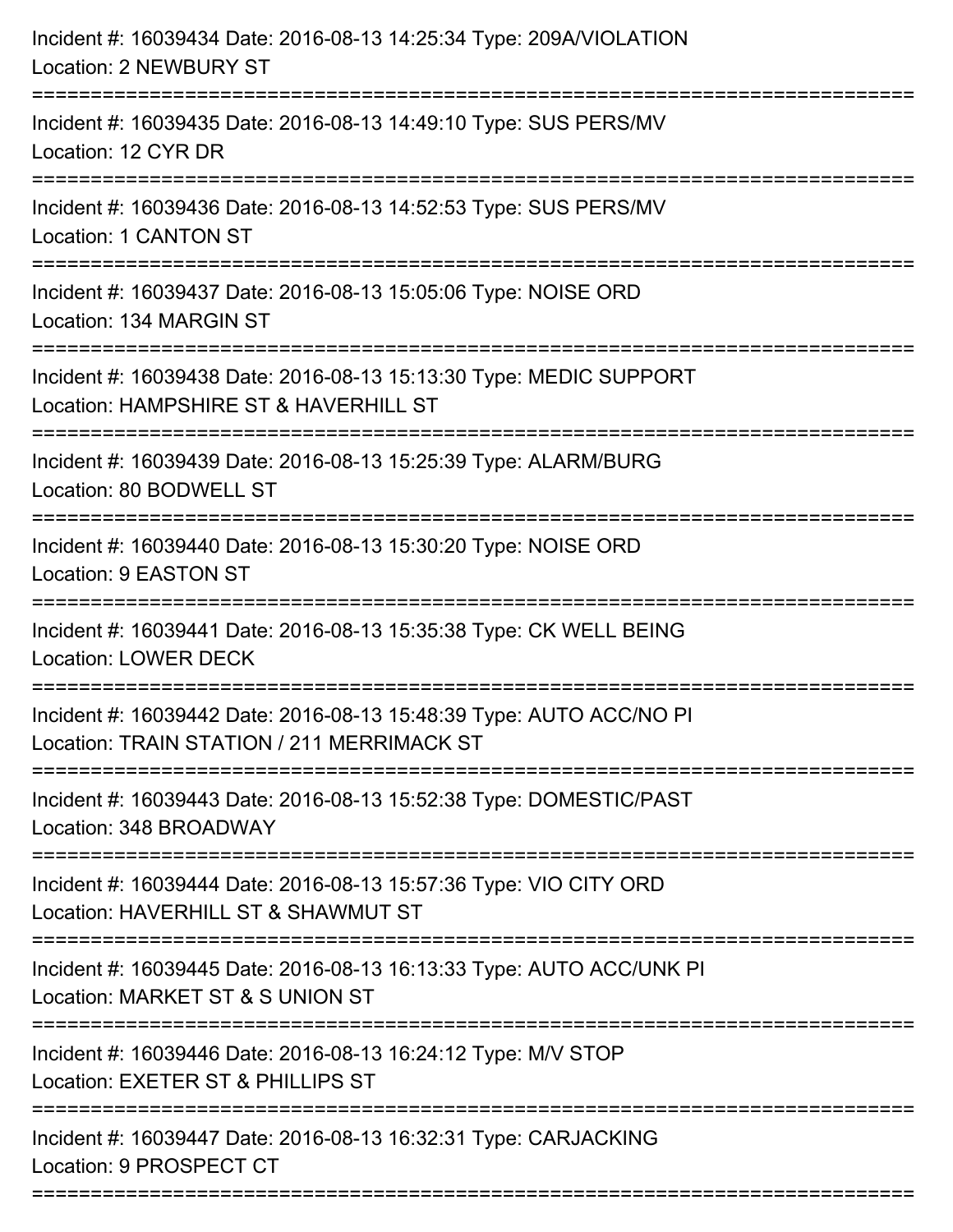Incident #: 16039434 Date: 2016-08-13 14:25:34 Type: 209A/VIOLATION
Location: 2 NEWBURY ST
===========================================================================
Incident #: 16039435 Date: 2016-08-13 14:49:10 Type: SUS PERS/MV
Location: 12 CYR DR
===========================================================================
Incident #: 16039436 Date: 2016-08-13 14:52:53 Type: SUS PERS/MV
Location: 1 CANTON ST
===========================================================================
Incident #: 16039437 Date: 2016-08-13 15:05:06 Type: NOISE ORD
Location: 134 MARGIN ST
===========================================================================
Incident #: 16039438 Date: 2016-08-13 15:13:30 Type: MEDIC SUPPORT
Location: HAMPSHIRE ST & HAVERHILL ST
===========================================================================
Incident #: 16039439 Date: 2016-08-13 15:25:39 Type: ALARM/BURG
Location: 80 BODWELL ST
===========================================================================
Incident #: 16039440 Date: 2016-08-13 15:30:20 Type: NOISE ORD
Location: 9 EASTON ST
===========================================================================
Incident #: 16039441 Date: 2016-08-13 15:35:38 Type: CK WELL BEING
Location: LOWER DECK
===========================================================================
Incident #: 16039442 Date: 2016-08-13 15:48:39 Type: AUTO ACC/NO PI
Location: TRAIN STATION / 211 MERRIMACK ST
===========================================================================
Incident #: 16039443 Date: 2016-08-13 15:52:38 Type: DOMESTIC/PAST
Location: 348 BROADWAY
===========================================================================
Incident #: 16039444 Date: 2016-08-13 15:57:36 Type: VIO CITY ORD
Location: HAVERHILL ST & SHAWMUT ST
===========================================================================
Incident #: 16039445 Date: 2016-08-13 16:13:33 Type: AUTO ACC/UNK PI
Location: MARKET ST & S UNION ST
===========================================================================
Incident #: 16039446 Date: 2016-08-13 16:24:12 Type: M/V STOP
Location: EXETER ST & PHILLIPS ST
===========================================================================
Incident #: 16039447 Date: 2016-08-13 16:32:31 Type: CARJACKING
Location: 9 PROSPECT CT
===========================================================================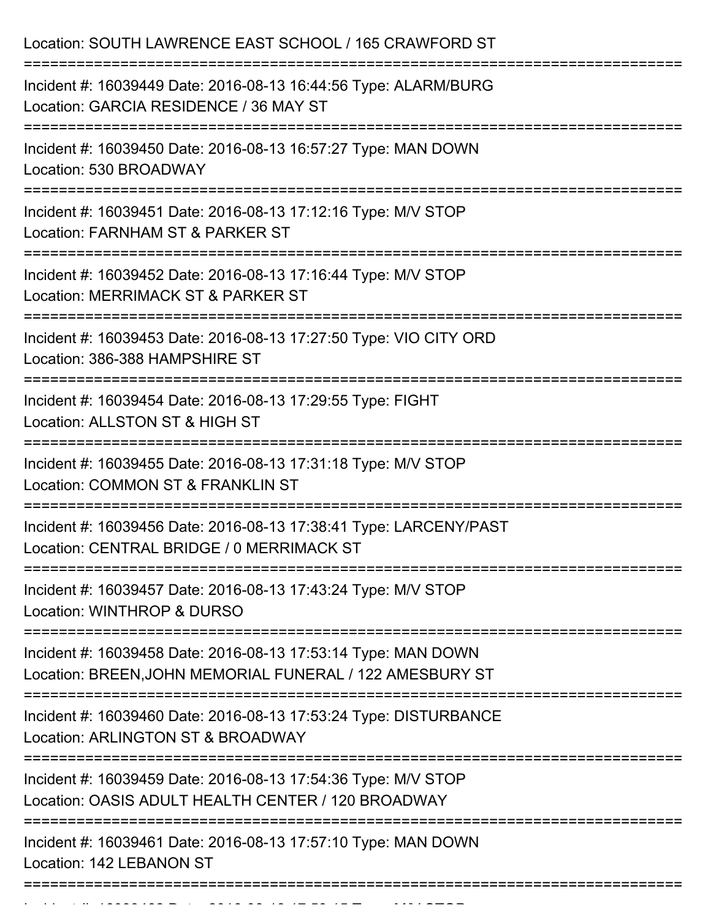Location: SOUTH LAWRENCE EAST SCHOOL / 165 CRAWFORD ST

===========================================================================

Incident #: 16039449 Date: 2016-08-13 16:44:56 Type: ALARM/BURG
Location: GARCIA RESIDENCE / 36 MAY ST

===========================================================================

Incident #: 16039450 Date: 2016-08-13 16:57:27 Type: MAN DOWN
Location: 530 BROADWAY

===========================================================================

Incident #: 16039451 Date: 2016-08-13 17:12:16 Type: M/V STOP
Location: FARNHAM ST & PARKER ST

===========================================================================

Incident #: 16039452 Date: 2016-08-13 17:16:44 Type: M/V STOP
Location: MERRIMACK ST & PARKER ST

===========================================================================

Incident #: 16039453 Date: 2016-08-13 17:27:50 Type: VIO CITY ORD
Location: 386-388 HAMPSHIRE ST

===========================================================================

Incident #: 16039454 Date: 2016-08-13 17:29:55 Type: FIGHT
Location: ALLSTON ST & HIGH ST

===========================================================================

Incident #: 16039455 Date: 2016-08-13 17:31:18 Type: M/V STOP
Location: COMMON ST & FRANKLIN ST

===========================================================================

Incident #: 16039456 Date: 2016-08-13 17:38:41 Type: LARCENY/PAST
Location: CENTRAL BRIDGE / 0 MERRIMACK ST

===========================================================================

Incident #: 16039457 Date: 2016-08-13 17:43:24 Type: M/V STOP
Location: WINTHROP & DURSO

===========================================================================

Incident #: 16039458 Date: 2016-08-13 17:53:14 Type: MAN DOWN
Location: BREEN,JOHN MEMORIAL FUNERAL / 122 AMESBURY ST

===========================================================================

Incident #: 16039460 Date: 2016-08-13 17:53:24 Type: DISTURBANCE
Location: ARLINGTON ST & BROADWAY

===========================================================================

Incident #: 16039459 Date: 2016-08-13 17:54:36 Type: M/V STOP
Location: OASIS ADULT HEALTH CENTER / 120 BROADWAY

===========================================================================

Incident #: 16039461 Date: 2016-08-13 17:57:10 Type: MAN DOWN
Location: 142 LEBANON ST

===========================================================================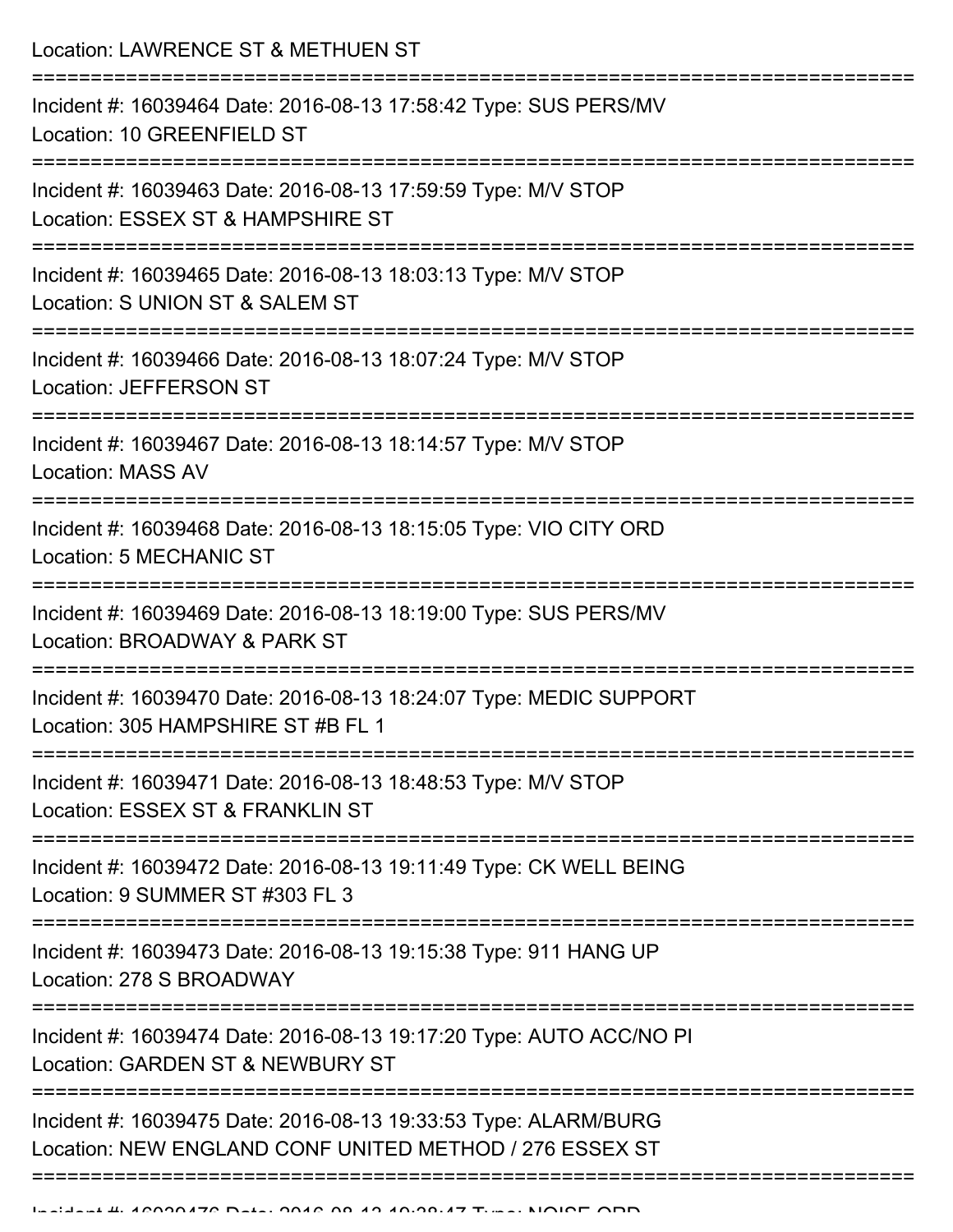Location: LAWRENCE ST & METHUEN ST

===========================================================================

Incident #: 16039464 Date: 2016-08-13 17:58:42 Type: SUS PERS/MV
Location: 10 GREENFIELD ST

===========================================================================

Incident #: 16039463 Date: 2016-08-13 17:59:59 Type: M/V STOP
Location: ESSEX ST & HAMPSHIRE ST

===========================================================================

Incident #: 16039465 Date: 2016-08-13 18:03:13 Type: M/V STOP
Location: S UNION ST & SALEM ST

===========================================================================

Incident #: 16039466 Date: 2016-08-13 18:07:24 Type: M/V STOP
Location: JEFFERSON ST

===========================================================================

Incident #: 16039467 Date: 2016-08-13 18:14:57 Type: M/V STOP
Location: MASS AV

===========================================================================

Incident #: 16039468 Date: 2016-08-13 18:15:05 Type: VIO CITY ORD
Location: 5 MECHANIC ST

===========================================================================

Incident #: 16039469 Date: 2016-08-13 18:19:00 Type: SUS PERS/MV
Location: BROADWAY & PARK ST

===========================================================================

Incident #: 16039470 Date: 2016-08-13 18:24:07 Type: MEDIC SUPPORT
Location: 305 HAMPSHIRE ST #B FL 1

===========================================================================

Incident #: 16039471 Date: 2016-08-13 18:48:53 Type: M/V STOP
Location: ESSEX ST & FRANKLIN ST

===========================================================================

Incident #: 16039472 Date: 2016-08-13 19:11:49 Type: CK WELL BEING
Location: 9 SUMMER ST #303 FL 3

===========================================================================

Incident #: 16039473 Date: 2016-08-13 19:15:38 Type: 911 HANG UP
Location: 278 S BROADWAY

===========================================================================

Incident #: 16039474 Date: 2016-08-13 19:17:20 Type: AUTO ACC/NO PI
Location: GARDEN ST & NEWBURY ST

===========================================================================

Incident #: 16039475 Date: 2016-08-13 19:33:53 Type: ALARM/BURG
Location: NEW ENGLAND CONF UNITED METHOD / 276 ESSEX ST

===========================================================================

Incident #: 16039476 Date: 2016-08-13 19:38:47 Type: NOISE ORD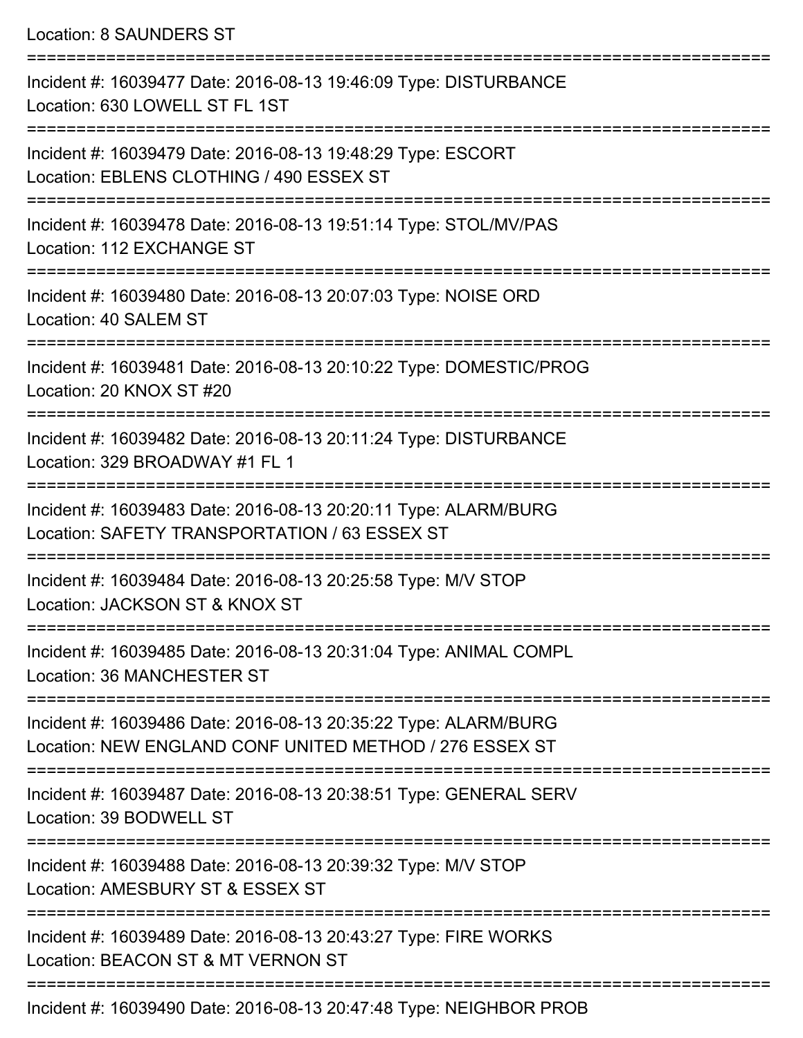Location: 8 SAUNDERS ST

===========================================================================

Incident #: 16039477 Date: 2016-08-13 19:46:09 Type: DISTURBANCE
Location: 630 LOWELL ST FL 1ST

===========================================================================

Incident #: 16039479 Date: 2016-08-13 19:48:29 Type: ESCORT
Location: EBLENS CLOTHING / 490 ESSEX ST

===========================================================================

Incident #: 16039478 Date: 2016-08-13 19:51:14 Type: STOL/MV/PAS
Location: 112 EXCHANGE ST

===========================================================================

Incident #: 16039480 Date: 2016-08-13 20:07:03 Type: NOISE ORD
Location: 40 SALEM ST

===========================================================================

Incident #: 16039481 Date: 2016-08-13 20:10:22 Type: DOMESTIC/PROG
Location: 20 KNOX ST #20

===========================================================================

Incident #: 16039482 Date: 2016-08-13 20:11:24 Type: DISTURBANCE
Location: 329 BROADWAY #1 FL 1

===========================================================================

Incident #: 16039483 Date: 2016-08-13 20:20:11 Type: ALARM/BURG
Location: SAFETY TRANSPORTATION / 63 ESSEX ST

===========================================================================

Incident #: 16039484 Date: 2016-08-13 20:25:58 Type: M/V STOP
Location: JACKSON ST & KNOX ST

===========================================================================

Incident #: 16039485 Date: 2016-08-13 20:31:04 Type: ANIMAL COMPL
Location: 36 MANCHESTER ST

===========================================================================

Incident #: 16039486 Date: 2016-08-13 20:35:22 Type: ALARM/BURG
Location: NEW ENGLAND CONF UNITED METHOD / 276 ESSEX ST

===========================================================================

Incident #: 16039487 Date: 2016-08-13 20:38:51 Type: GENERAL SERV
Location: 39 BODWELL ST

===========================================================================

Incident #: 16039488 Date: 2016-08-13 20:39:32 Type: M/V STOP
Location: AMESBURY ST & ESSEX ST

===========================================================================

Incident #: 16039489 Date: 2016-08-13 20:43:27 Type: FIRE WORKS
Location: BEACON ST & MT VERNON ST

===========================================================================

Incident #: 16039490 Date: 2016-08-13 20:47:48 Type: NEIGHBOR PROB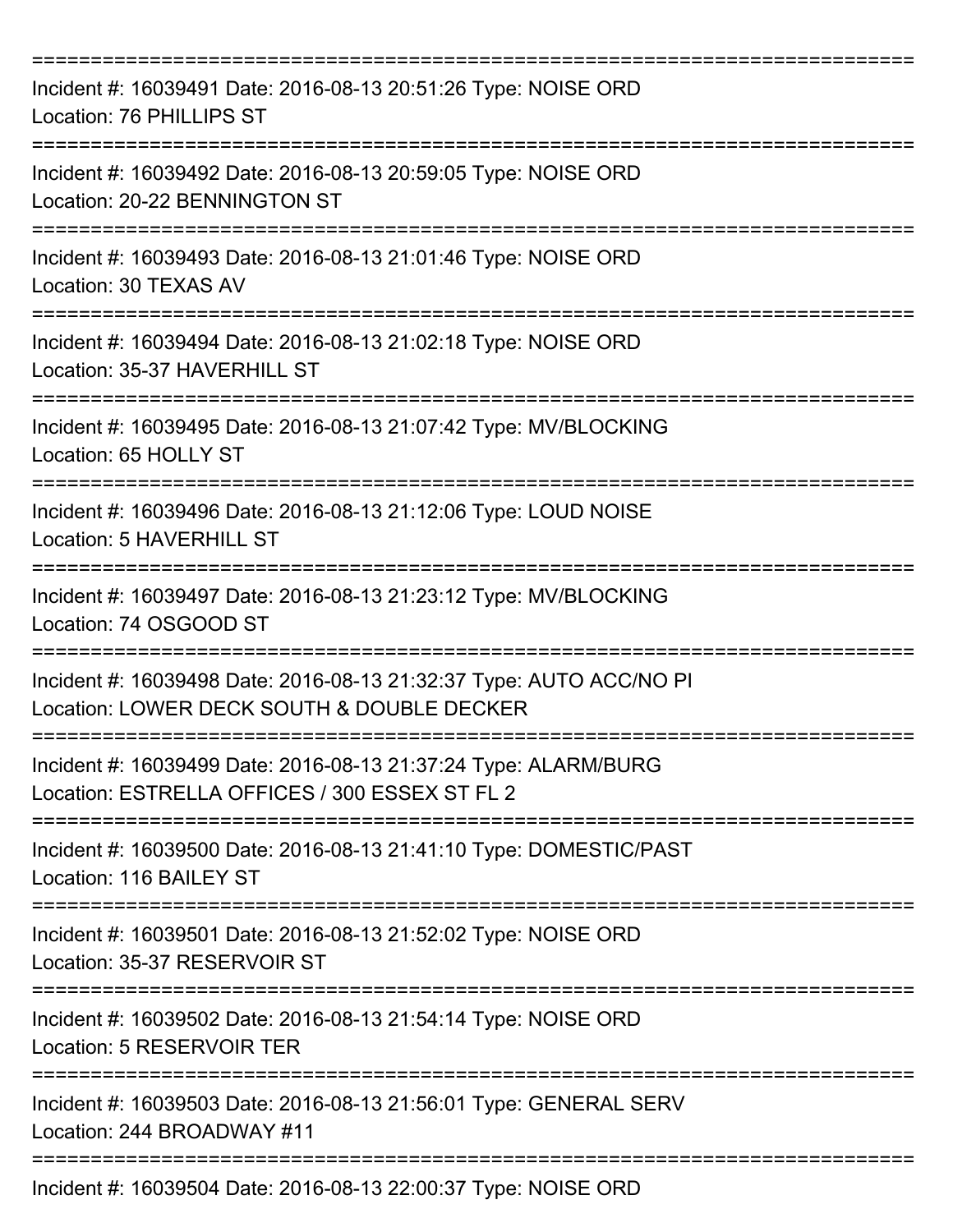===========================================================================
Incident #: 16039491 Date: 2016-08-13 20:51:26 Type: NOISE ORD
Location: 76 PHILLIPS ST
===========================================================================
Incident #: 16039492 Date: 2016-08-13 20:59:05 Type: NOISE ORD
Location: 20-22 BENNINGTON ST
===========================================================================
Incident #: 16039493 Date: 2016-08-13 21:01:46 Type: NOISE ORD
Location: 30 TEXAS AV
===========================================================================
Incident #: 16039494 Date: 2016-08-13 21:02:18 Type: NOISE ORD
Location: 35-37 HAVERHILL ST
===========================================================================
Incident #: 16039495 Date: 2016-08-13 21:07:42 Type: MV/BLOCKING
Location: 65 HOLLY ST
===========================================================================
Incident #: 16039496 Date: 2016-08-13 21:12:06 Type: LOUD NOISE
Location: 5 HAVERHILL ST
===========================================================================
Incident #: 16039497 Date: 2016-08-13 21:23:12 Type: MV/BLOCKING
Location: 74 OSGOOD ST
===========================================================================
Incident #: 16039498 Date: 2016-08-13 21:32:37 Type: AUTO ACC/NO PI
Location: LOWER DECK SOUTH & DOUBLE DECKER
===========================================================================
Incident #: 16039499 Date: 2016-08-13 21:37:24 Type: ALARM/BURG
Location: ESTRELLA OFFICES / 300 ESSEX ST FL 2
===========================================================================
Incident #: 16039500 Date: 2016-08-13 21:41:10 Type: DOMESTIC/PAST
Location: 116 BAILEY ST
===========================================================================
Incident #: 16039501 Date: 2016-08-13 21:52:02 Type: NOISE ORD
Location: 35-37 RESERVOIR ST
===========================================================================
Incident #: 16039502 Date: 2016-08-13 21:54:14 Type: NOISE ORD
Location: 5 RESERVOIR TER
===========================================================================
Incident #: 16039503 Date: 2016-08-13 21:56:01 Type: GENERAL SERV
Location: 244 BROADWAY #11
===========================================================================
Incident #: 16039504 Date: 2016-08-13 22:00:37 Type: NOISE ORD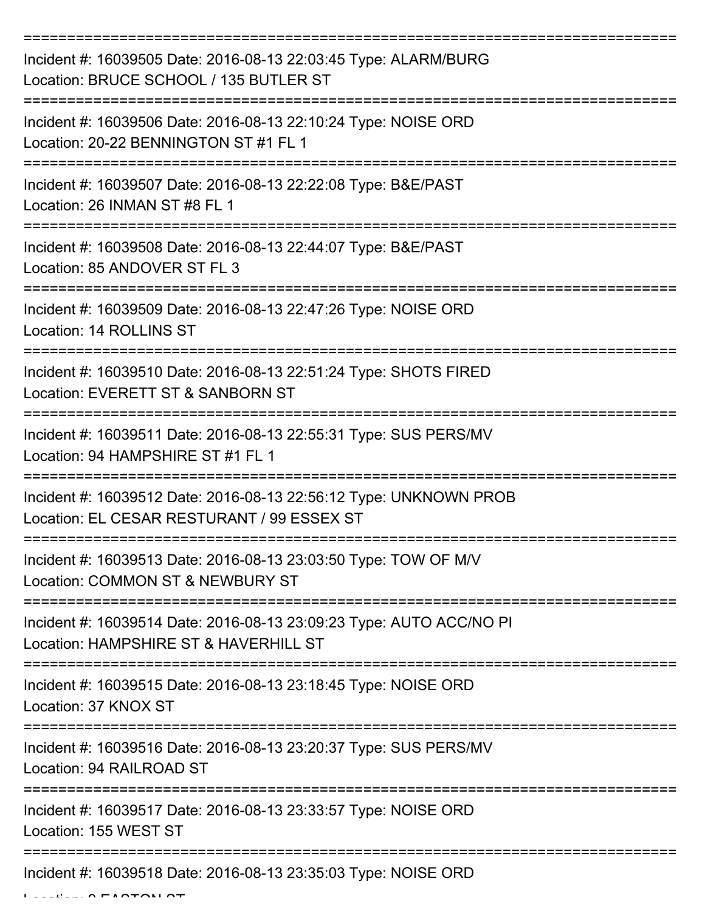===========================================================================

Incident #: 16039505 Date: 2016-08-13 22:03:45 Type: ALARM/BURG
Location: BRUCE SCHOOL / 135 BUTLER ST

===========================================================================

Incident #: 16039506 Date: 2016-08-13 22:10:24 Type: NOISE ORD
Location: 20-22 BENNINGTON ST #1 FL 1

===========================================================================

Incident #: 16039507 Date: 2016-08-13 22:22:08 Type: B&E/PAST
Location: 26 INMAN ST #8 FL 1

===========================================================================

Incident #: 16039508 Date: 2016-08-13 22:44:07 Type: B&E/PAST
Location: 85 ANDOVER ST FL 3

===========================================================================

Incident #: 16039509 Date: 2016-08-13 22:47:26 Type: NOISE ORD
Location: 14 ROLLINS ST

===========================================================================

Incident #: 16039510 Date: 2016-08-13 22:51:24 Type: SHOTS FIRED
Location: EVERETT ST & SANBORN ST

===========================================================================

Incident #: 16039511 Date: 2016-08-13 22:55:31 Type: SUS PERS/MV
Location: 94 HAMPSHIRE ST #1 FL 1

===========================================================================

Incident #: 16039512 Date: 2016-08-13 22:56:12 Type: UNKNOWN PROB
Location: EL CESAR RESTURANT / 99 ESSEX ST

===========================================================================

Incident #: 16039513 Date: 2016-08-13 23:03:50 Type: TOW OF M/V
Location: COMMON ST & NEWBURY ST

===========================================================================

Incident #: 16039514 Date: 2016-08-13 23:09:23 Type: AUTO ACC/NO PI
Location: HAMPSHIRE ST & HAVERHILL ST

===========================================================================

Incident #: 16039515 Date: 2016-08-13 23:18:45 Type: NOISE ORD
Location: 37 KNOX ST

===========================================================================

Incident #: 16039516 Date: 2016-08-13 23:20:37 Type: SUS PERS/MV
Location: 94 RAILROAD ST

===========================================================================

Incident #: 16039517 Date: 2016-08-13 23:33:57 Type: NOISE ORD
Location: 155 WEST ST

===========================================================================

Incident #: 16039518 Date: 2016-08-13 23:35:03 Type: NOISE ORD
Location: 9 EASTON ST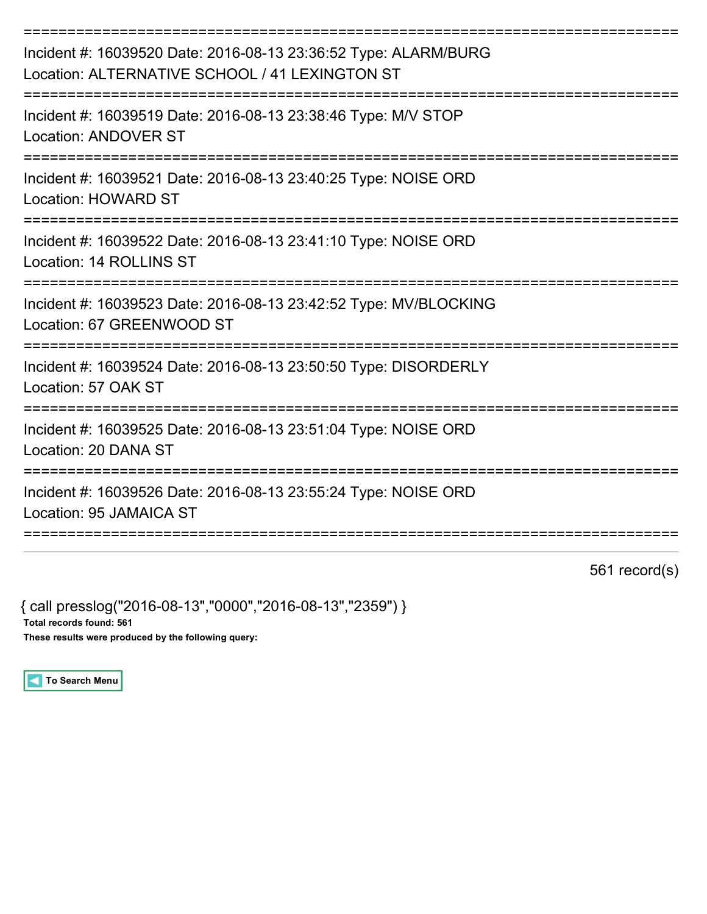===========================================================================

Incident #: 16039520 Date: 2016-08-13 23:36:52 Type: ALARM/BURG
Location: ALTERNATIVE SCHOOL / 41 LEXINGTON ST

===========================================================================

Incident #: 16039519 Date: 2016-08-13 23:38:46 Type: M/V STOP
Location: ANDOVER ST

===========================================================================

Incident #: 16039521 Date: 2016-08-13 23:40:25 Type: NOISE ORD
Location: HOWARD ST

===========================================================================

Incident #: 16039522 Date: 2016-08-13 23:41:10 Type: NOISE ORD
Location: 14 ROLLINS ST

===========================================================================

Incident #: 16039523 Date: 2016-08-13 23:42:52 Type: MV/BLOCKING
Location: 67 GREENWOOD ST

===========================================================================

Incident #: 16039524 Date: 2016-08-13 23:50:50 Type: DISORDERLY
Location: 57 OAK ST

===========================================================================

Incident #: 16039525 Date: 2016-08-13 23:51:04 Type: NOISE ORD
Location: 20 DANA ST

===========================================================================

Incident #: 16039526 Date: 2016-08-13 23:55:24 Type: NOISE ORD
Location: 95 JAMAICA ST

===========================================================================

561 record(s)

{ call presslog("2016-08-13","0000","2016-08-13","2359") }

**Total records found: 561**

**These results were produced by the following query:**

To Search Menu